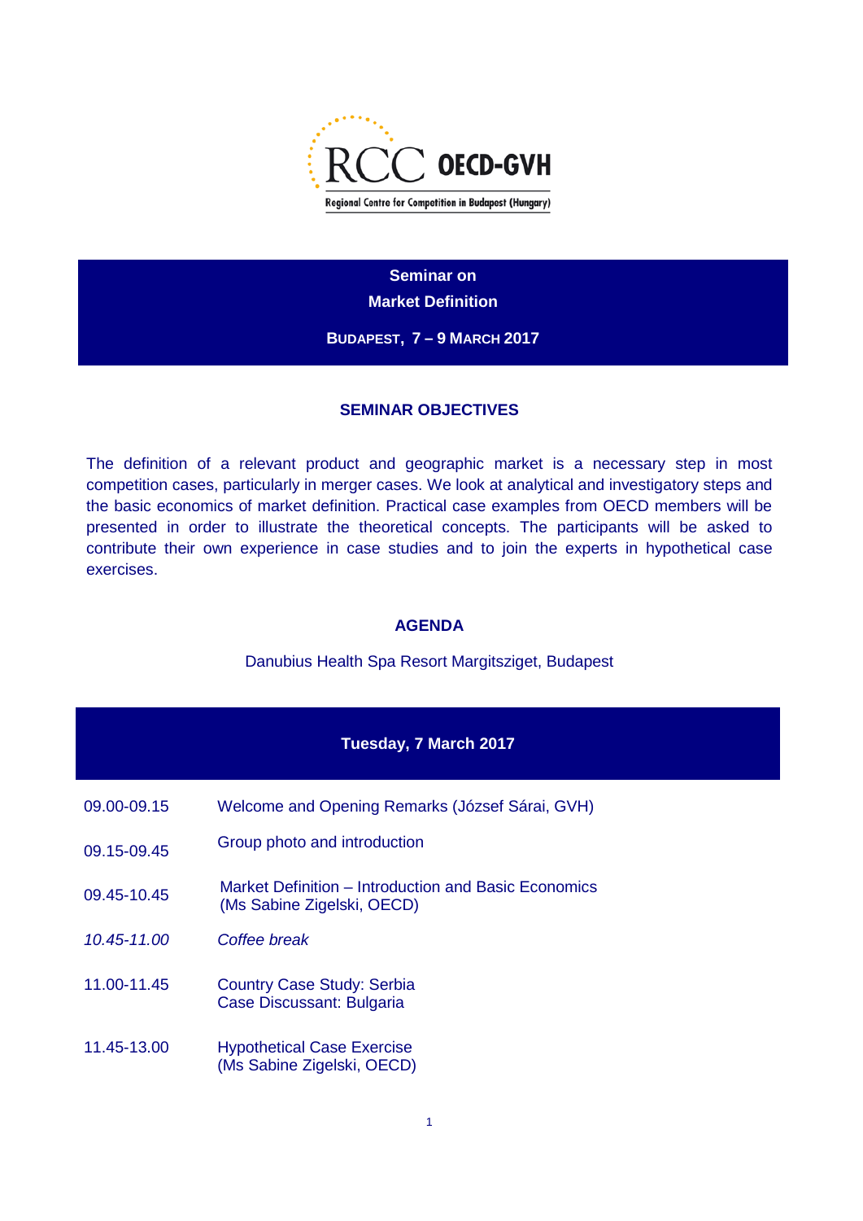RCC OECD-GVH

Regional Centre for Competition in Budapest (Hungary)

# Seminar on Market Definition

**BUDAPEST, 7 – 9 MARCH 2017**

## SEMINAR OBJECTIVES

The definition of a relevant product and geographic market is a necessary step in most competition cases, particularly in merger cases. We look at analytical and investigatory steps and the basic economics of market definition. Practical case examples from OECD members will be presented in order to illustrate the theoretical concepts. The participants will be asked to contribute their own experience in case studies and to join the experts in hypothetical case exercises.

## AGENDA

Danubius Health Spa Resort Margitsziget, Budapest

### Tuesday, 7 March 2017

| | |
|---|---|
| 09.00-09.15 | Welcome and Opening Remarks (József Sárai, GVH) |
| 09.15-09.45 | Group photo and introduction |
| 09.45-10.45 | Market Definition – Introduction and Basic Economics (Ms Sabine Zigelski, OECD) |
| *10.45-11.00* | *Coffee break* |
| 11.00-11.45 | Country Case Study: Serbia<br>Case Discussant: Bulgaria |
| 11.45-13.00 | Hypothetical Case Exercise (Ms Sabine Zigelski, OECD) |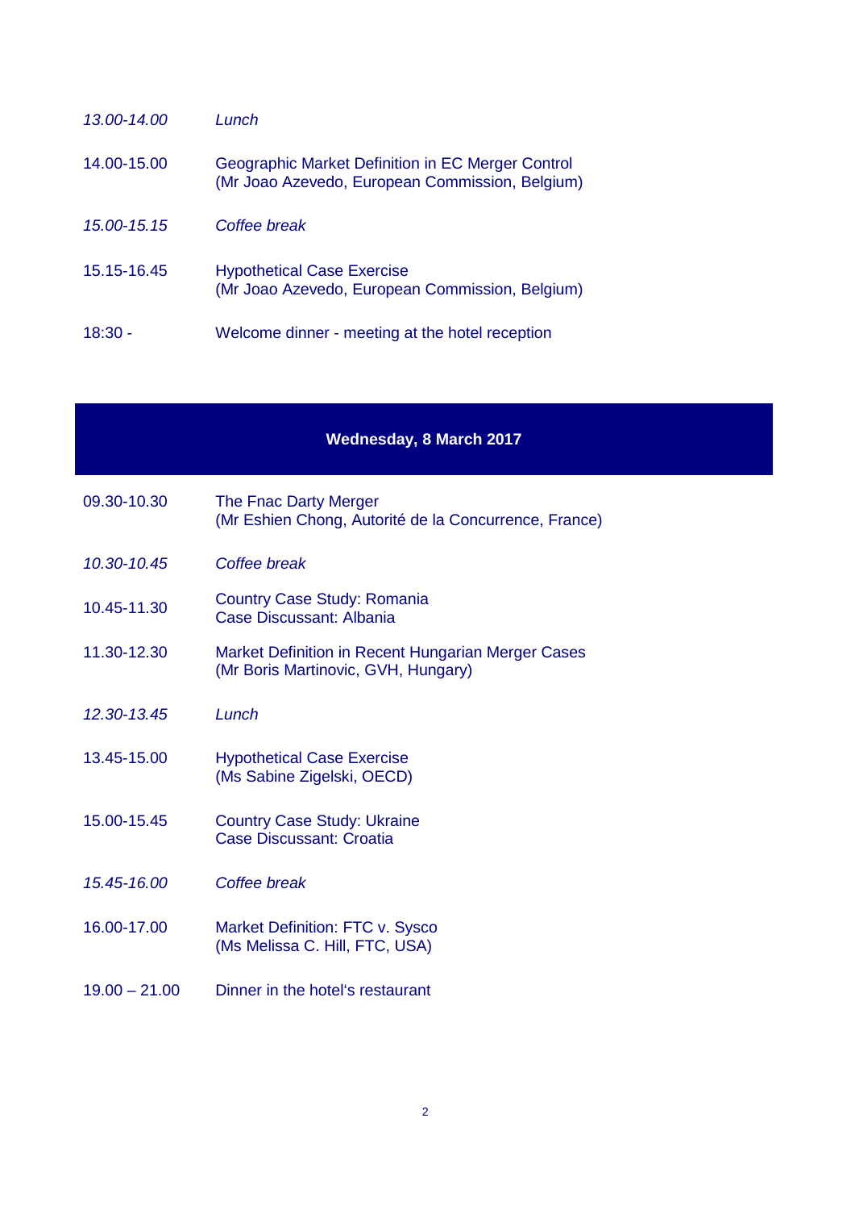| | |
|---|---|
| *13.00-14.00* | *Lunch* |
| 14.00-15.00 | Geographic Market Definition in EC Merger Control<br>(Mr Joao Azevedo, European Commission, Belgium) |
| *15.00-15.15* | *Coffee break* |
| 15.15-16.45 | Hypothetical Case Exercise<br>(Mr Joao Azevedo, European Commission, Belgium) |
| 18:30 - | Welcome dinner - meeting at the hotel reception |

## Wednesday, 8 March 2017

| | |
|---|---|
| 09.30-10.30 | The Fnac Darty Merger<br>(Mr Eshien Chong, Autorité de la Concurrence, France) |
| *10.30-10.45* | *Coffee break* |
| 10.45-11.30 | Country Case Study: Romania<br>Case Discussant: Albania |
| 11.30-12.30 | Market Definition in Recent Hungarian Merger Cases<br>(Mr Boris Martinovic, GVH, Hungary) |
| *12.30-13.45* | *Lunch* |
| 13.45-15.00 | Hypothetical Case Exercise<br>(Ms Sabine Zigelski, OECD) |
| 15.00-15.45 | Country Case Study: Ukraine<br>Case Discussant: Croatia |
| *15.45-16.00* | *Coffee break* |
| 16.00-17.00 | Market Definition: FTC v. Sysco<br>(Ms Melissa C. Hill, FTC, USA) |
| 19.00 – 21.00 | Dinner in the hotel‘s restaurant |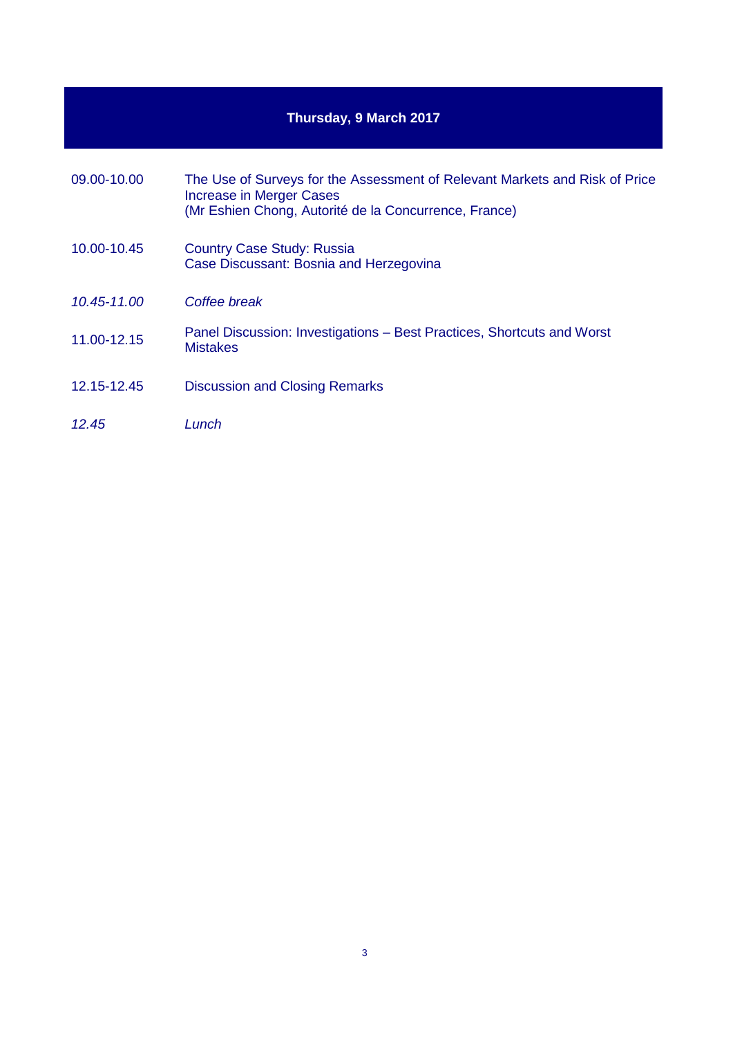## Thursday, 9 March 2017

| | |
|---|---|
| 09.00-10.00 | The Use of Surveys for the Assessment of Relevant Markets and Risk of Price Increase in Merger Cases<br>(Mr Eshien Chong, Autorité de la Concurrence, France) |
| 10.00-10.45 | Country Case Study: Russia<br>Case Discussant: Bosnia and Herzegovina |
| *10.45-11.00* | *Coffee break* |
| 11.00-12.15 | Panel Discussion: Investigations – Best Practices, Shortcuts and Worst Mistakes |
| 12.15-12.45 | Discussion and Closing Remarks |
| *12.45* | *Lunch* |